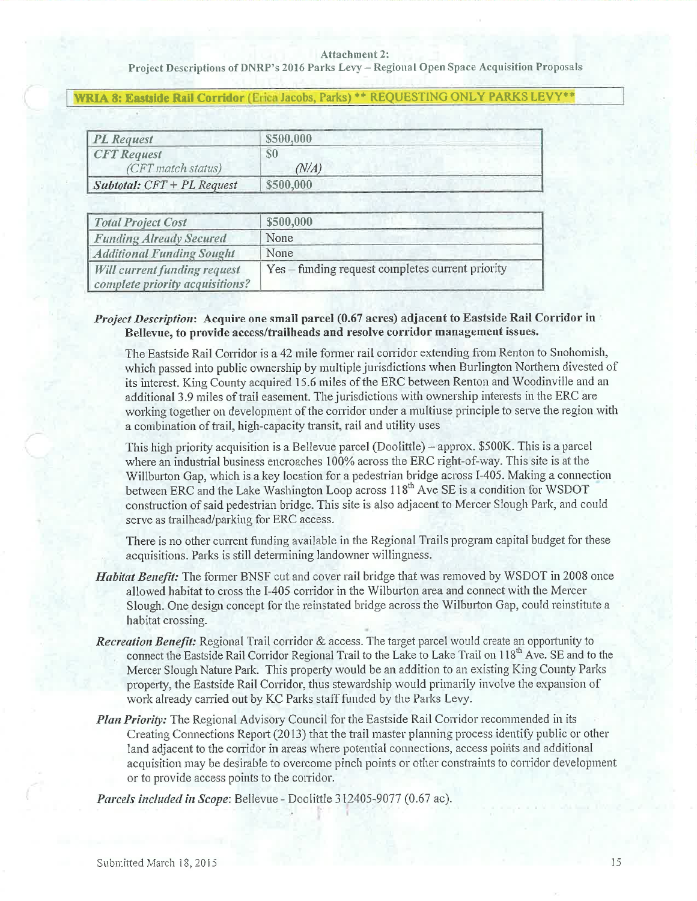Attachment 2:
Project Descriptions of DNRP's 2016 Parks Levy – Regional Open Space Acquisition Proposals

## WRIA 8: Eastside Rail Corridor (Erica Jacobs, Parks) ** REQUESTING ONLY PARKS LEVY**

| | |
|---|---|
| *PL Request* | $500,000 |
| *CFT Request* *(CFT match status)* | $0 *(N/A)* |
| ***Subtotal:*** *CFT + PL Request* | $500,000 |

| | |
|---|---|
| *Total Project Cost* | $500,000 |
| *Funding Already Secured* | None |
| *Additional Funding Sought* | None |
| *Will current funding request complete priority acquisitions?* | Yes – funding request completes current priority |

***Project Description*: Acquire one small parcel (0.67 acres) adjacent to Eastside Rail Corridor in Bellevue, to provide access/trailheads and resolve corridor management issues.**

The Eastside Rail Corridor is a 42 mile former rail corridor extending from Renton to Snohomish, which passed into public ownership by multiple jurisdictions when Burlington Northern divested of its interest. King County acquired 15.6 miles of the ERC between Renton and Woodinville and an additional 3.9 miles of trail easement. The jurisdictions with ownership interests in the ERC are working together on development of the corridor under a multiuse principle to serve the region with a combination of trail, high-capacity transit, rail and utility uses

This high priority acquisition is a Bellevue parcel (Doolittle) – approx. $500K. This is a parcel where an industrial business encroaches 100% across the ERC right-of-way. This site is at the Willburton Gap, which is a key location for a pedestrian bridge across I-405. Making a connection between ERC and the Lake Washington Loop across 118th Ave SE is a condition for WSDOT construction of said pedestrian bridge. This site is also adjacent to Mercer Slough Park, and could serve as trailhead/parking for ERC access.

There is no other current funding available in the Regional Trails program capital budget for these acquisitions. Parks is still determining landowner willingness.

***Habitat Benefit:*** The former BNSF cut and cover rail bridge that was removed by WSDOT in 2008 once allowed habitat to cross the I-405 corridor in the Wilburton area and connect with the Mercer Slough. One design concept for the reinstated bridge across the Wilburton Gap, could reinstitute a habitat crossing.

***Recreation Benefit:*** Regional Trail corridor & access. The target parcel would create an opportunity to connect the Eastside Rail Corridor Regional Trail to the Lake to Lake Trail on 118th Ave. SE and to the Mercer Slough Nature Park. This property would be an addition to an existing King County Parks property, the Eastside Rail Corridor, thus stewardship would primarily involve the expansion of work already carried out by KC Parks staff funded by the Parks Levy.

***Plan Priority:*** The Regional Advisory Council for the Eastside Rail Corridor recommended in its Creating Connections Report (2013) that the trail master planning process identify public or other land adjacent to the corridor in areas where potential connections, access points and additional acquisition may be desirable to overcome pinch points or other constraints to corridor development or to provide access points to the corridor.

***Parcels included in Scope***: Bellevue - Doolittle 312405-9077 (0.67 ac).

Submitted March 18, 2015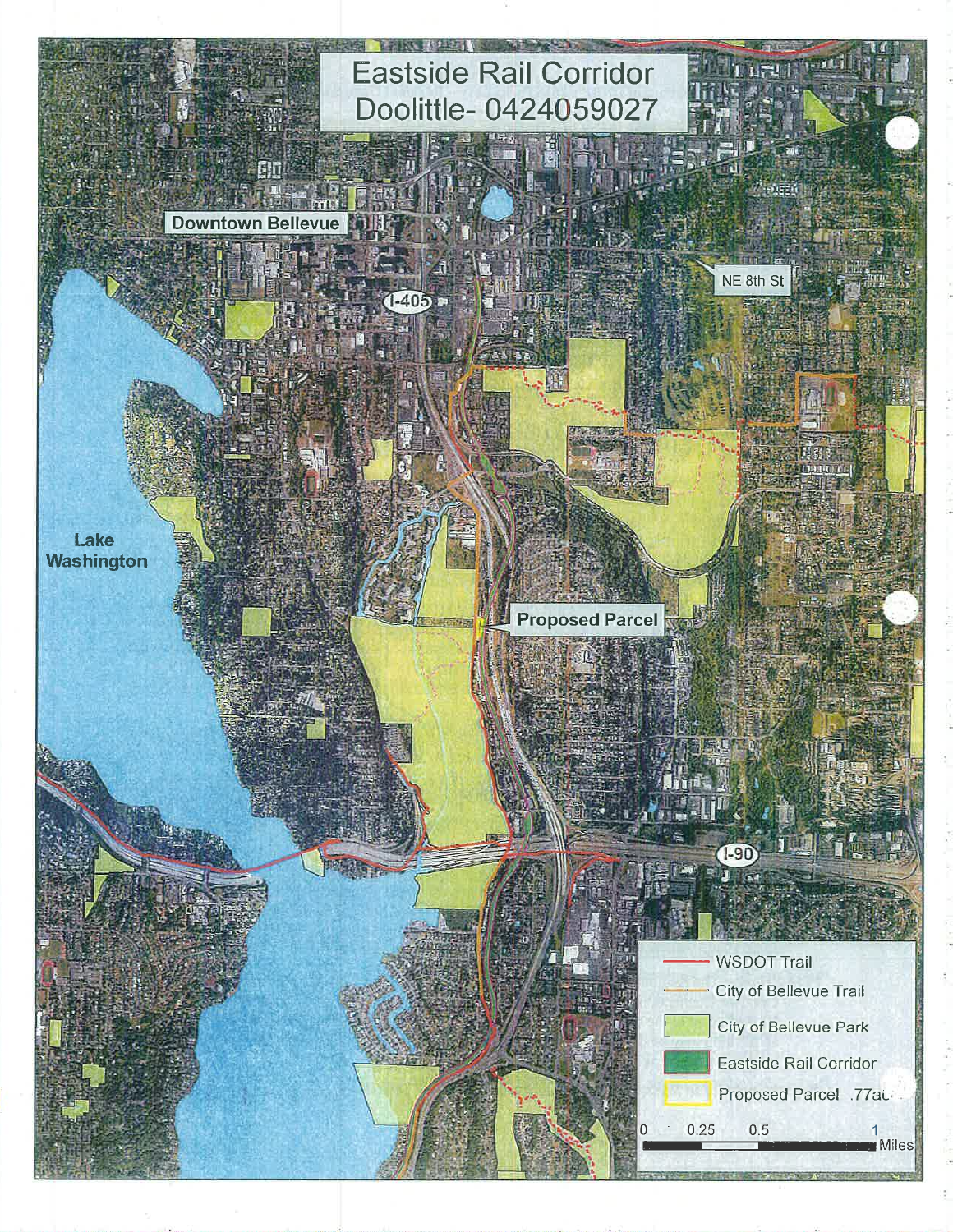# Eastside Rail Corridor
# Doolittle- 0424059027

Downtown Bellevue

NE 8th St

I-405

Lake Washington

Proposed Parcel

I-90

- WSDOT Trail
- City of Bellevue Trail
- City of Bellevue Park
- Eastside Rail Corridor
- Proposed Parcel- .77ac

0 0.25 0.5 1 Miles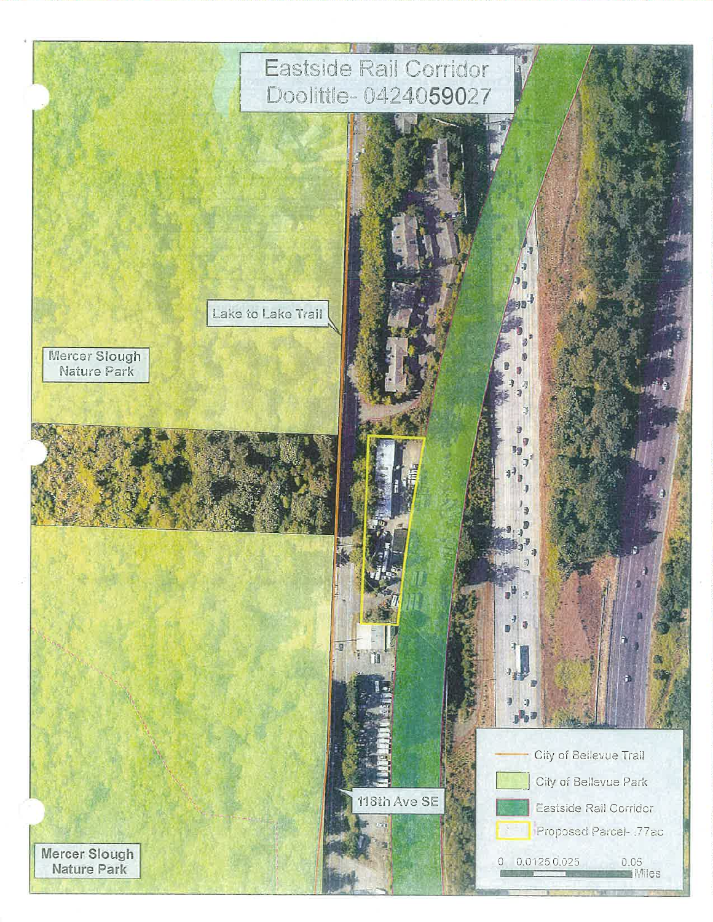# Eastside Rail Corridor
## Doolittle- 0424059027

Lake to Lake Trail

Mercer Slough Nature Park

118th Ave SE

Mercer Slough Nature Park

City of Bellevue Trail

City of Bellevue Park

Eastside Rail Corridor

Proposed Parcel- .77ac

0 0.0125 0.025 0.05 Miles